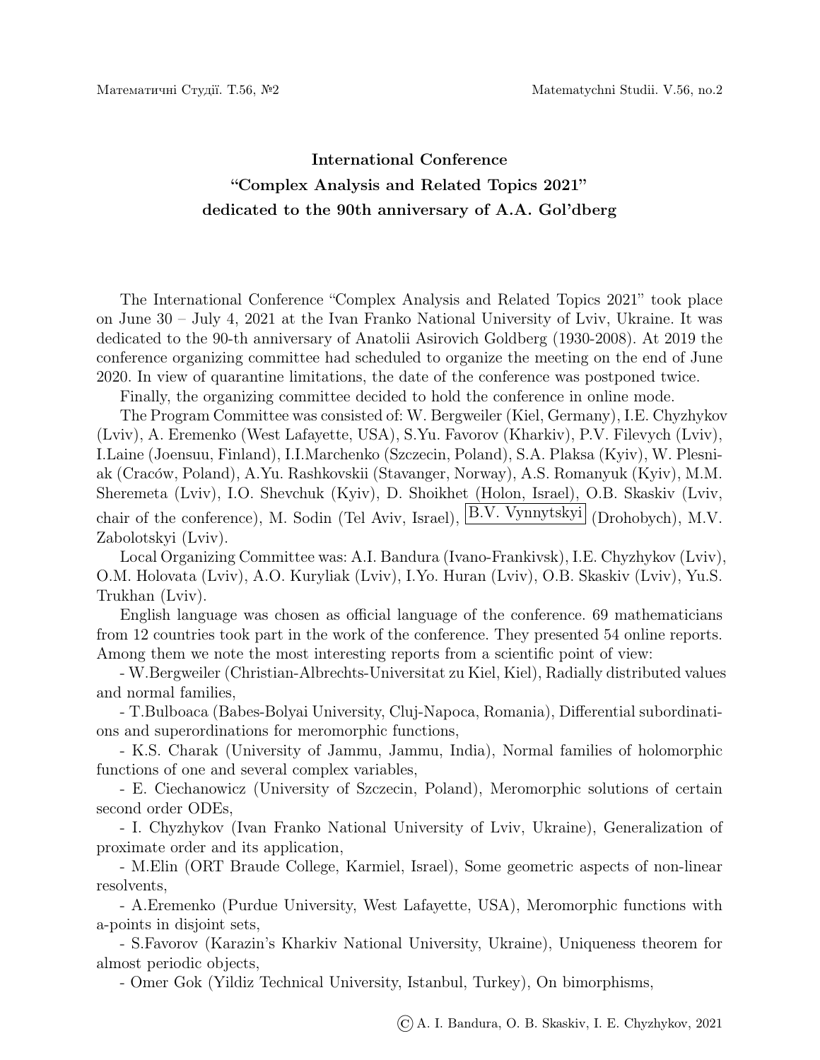# International Conference "Complex Analysis and Related Topics 2021" dedicated to the 90th anniversary of A.A. Gol'dberg

The International Conference "Complex Analysis and Related Topics 2021" took place on June 30 – July 4, 2021 at the Ivan Franko National University of Lviv, Ukraine. It was dedicated to the 90-th anniversary of Anatolii Asirovich Goldberg (1930-2008). At 2019 the conference organizing committee had scheduled to organize the meeting on the end of June 2020. In view of quarantine limitations, the date of the conference was postponed twice.

Finally, the organizing committee decided to hold the conference in online mode.

The Program Committee was consisted of: W. Bergweiler (Kiel, Germany), I.E. Chyzhykov (Lviv), A. Eremenko (West Lafayette, USA), S.Yu. Favorov (Kharkiv), P.V. Filevych (Lviv), I.Laine (Joensuu, Finland), I.I.Marchenko (Szczecin, Poland), S.A. Plaksa (Kyiv), W. Plesniak (Craców, Poland), A.Yu. Rashkovskii (Stavanger, Norway), A.S. Romanyuk (Kyiv), M.M. Sheremeta (Lviv), I.O. Shevchuk (Kyiv), D. Shoikhet (Holon, Israel), O.B. Skaskiv (Lviv, chair of the conference), M. Sodin (Tel Aviv, Israel), B.V. Vynnytskyi (Drohobych), M.V. Zabolotskyi (Lviv).

Local Organizing Committee was: A.I. Bandura (Ivano-Frankivsk), I.E. Chyzhykov (Lviv), O.M. Holovata (Lviv), A.O. Kuryliak (Lviv), I.Yo. Huran (Lviv), O.B. Skaskiv (Lviv), Yu.S. Trukhan (Lviv).

English language was chosen as official language of the conference. 69 mathematicians from 12 countries took part in the work of the conference. They presented 54 online reports. Among them we note the most interesting reports from a scientific point of view:

- W.Bergweiler (Christian-Albrechts-Universitat zu Kiel, Kiel), Radially distributed values and normal families,
- T.Bulboaca (Babes-Bolyai University, Cluj-Napoca, Romania), Differential subordinations and superordinations for meromorphic functions,
- K.S. Charak (University of Jammu, Jammu, India), Normal families of holomorphic functions of one and several complex variables,
- E. Ciechanowicz (University of Szczecin, Poland), Meromorphic solutions of certain second order ODEs,
- I. Chyzhykov (Ivan Franko National University of Lviv, Ukraine), Generalization of proximate order and its application,
- M.Elin (ORT Braude College, Karmiel, Israel), Some geometric aspects of non-linear resolvents,
- A.Eremenko (Purdue University, West Lafayette, USA), Meromorphic functions with a-points in disjoint sets,
- S.Favorov (Karazin's Kharkiv National University, Ukraine), Uniqueness theorem for almost periodic objects,
- Omer Gok (Yildiz Technical University, Istanbul, Turkey), On bimorphisms,

© A. I. Bandura, O. B. Skaskiv, I. E. Chyzhykov, 2021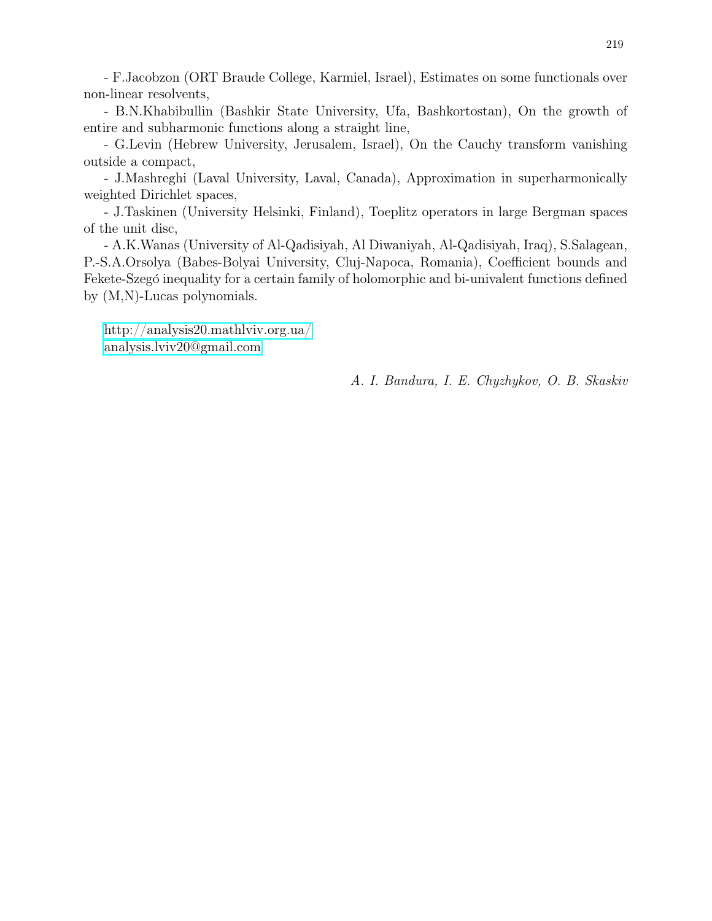- F.Jacobzon (ORT Braude College, Karmiel, Israel), Estimates on some functionals over non-linear resolvents,

- B.N.Khabibullin (Bashkir State University, Ufa, Bashkortostan), On the growth of entire and subharmonic functions along a straight line,

- G.Levin (Hebrew University, Jerusalem, Israel), On the Cauchy transform vanishing outside a compact,

- J.Mashreghi (Laval University, Laval, Canada), Approximation in superharmonically weighted Dirichlet spaces,

- J.Taskinen (University Helsinki, Finland), Toeplitz operators in large Bergman spaces of the unit disc,

- A.K.Wanas (University of Al-Qadisiyah, Al Diwaniyah, Al-Qadisiyah, Iraq), S.Salagean, P.-S.A.Orsolya (Babes-Bolyai University, Cluj-Napoca, Romania), Coefficient bounds and Fekete-Szegó inequality for a certain family of holomorphic and bi-univalent functions defined by (M,N)-Lucas polynomials.

http://analysis20.mathlviv.org.ua/
analysis.lviv20@gmail.com

*A. I. Bandura, I. E. Chyzhykov, O. B. Skaskiv*